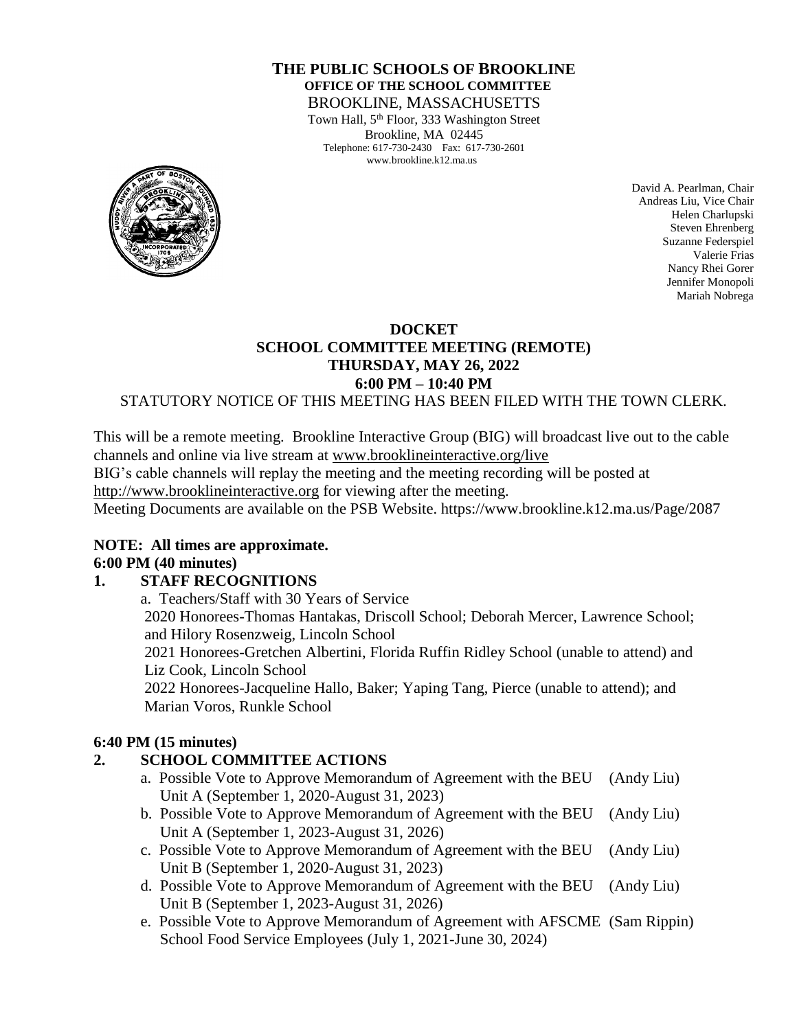# THE PUBLIC SCHOOLS OF BROOKLINE

**OFFICE OF THE SCHOOL COMMITTEE**

BROOKLINE, MASSACHUSETTS

Town Hall, 5th Floor, 333 Washington Street
Brookline, MA 02445
Telephone: 617-730-2430 Fax: 617-730-2601
www.brookline.k12.ma.us

David A. Pearlman, Chair
Andreas Liu, Vice Chair
Helen Charlupski
Steven Ehrenberg
Suzanne Federspiel
Valerie Frias
Nancy Rhei Gorer
Jennifer Monopoli
Mariah Nobrega

## DOCKET
## SCHOOL COMMITTEE MEETING (REMOTE)
## THURSDAY, MAY 26, 2022
## 6:00 PM – 10:40 PM

STATUTORY NOTICE OF THIS MEETING HAS BEEN FILED WITH THE TOWN CLERK.

This will be a remote meeting. Brookline Interactive Group (BIG) will broadcast live out to the cable channels and online via live stream at www.brooklineinteractive.org/live

BIG's cable channels will replay the meeting and the meeting recording will be posted at http://www.brooklineinteractive.org for viewing after the meeting.

Meeting Documents are available on the PSB Website. https://www.brookline.k12.ma.us/Page/2087

**NOTE: All times are approximate.**

**6:00 PM (40 minutes)**

**1. STAFF RECOGNITIONS**

a. Teachers/Staff with 30 Years of Service

2020 Honorees-Thomas Hantakas, Driscoll School; Deborah Mercer, Lawrence School; and Hilory Rosenzweig, Lincoln School

2021 Honorees-Gretchen Albertini, Florida Ruffin Ridley School (unable to attend) and Liz Cook, Lincoln School

2022 Honorees-Jacqueline Hallo, Baker; Yaping Tang, Pierce (unable to attend); and Marian Voros, Runkle School

**6:40 PM (15 minutes)**

**2. SCHOOL COMMITTEE ACTIONS**

a. Possible Vote to Approve Memorandum of Agreement with the BEU Unit A (September 1, 2020-August 31, 2023) (Andy Liu)

b. Possible Vote to Approve Memorandum of Agreement with the BEU Unit A (September 1, 2023-August 31, 2026) (Andy Liu)

c. Possible Vote to Approve Memorandum of Agreement with the BEU Unit B (September 1, 2020-August 31, 2023) (Andy Liu)

d. Possible Vote to Approve Memorandum of Agreement with the BEU Unit B (September 1, 2023-August 31, 2026) (Andy Liu)

e. Possible Vote to Approve Memorandum of Agreement with AFSCME School Food Service Employees (July 1, 2021-June 30, 2024) (Sam Rippin)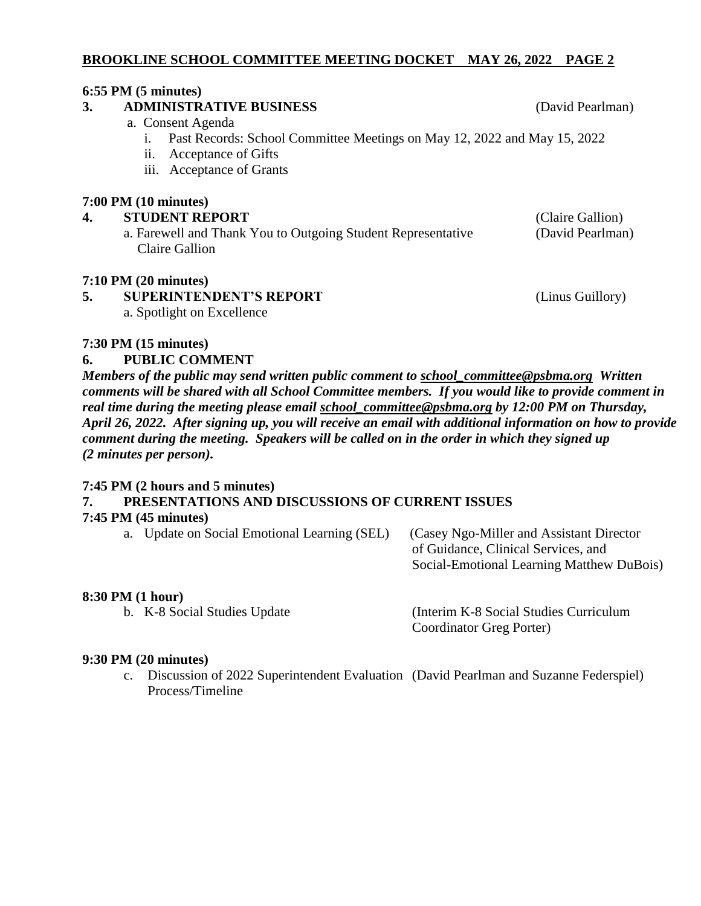**6:55 PM (5 minutes)**

**3. ADMINISTRATIVE BUSINESS** (David Pearlman)

a. Consent Agenda
   i. Past Records: School Committee Meetings on May 12, 2022 and May 15, 2022
   ii. Acceptance of Gifts
   iii. Acceptance of Grants

**7:00 PM (10 minutes)**

**4. STUDENT REPORT** (Claire Gallion)

a. Farewell and Thank You to Outgoing Student Representative Claire Gallion (David Pearlman)

**7:10 PM (20 minutes)**

**5. SUPERINTENDENT'S REPORT** (Linus Guillory)

a. Spotlight on Excellence

**7:30 PM (15 minutes)**

**6. PUBLIC COMMENT**

***Members of the public may send written public comment to school_committee@psbma.org Written comments will be shared with all School Committee members. If you would like to provide comment in real time during the meeting please email school_committee@psbma.org by 12:00 PM on Thursday, April 26, 2022. After signing up, you will receive an email with additional information on how to provide comment during the meeting. Speakers will be called on in the order in which they signed up (2 minutes per person).***

**7:45 PM (2 hours and 5 minutes)**

**7. PRESENTATIONS AND DISCUSSIONS OF CURRENT ISSUES**

**7:45 PM (45 minutes)**

a. Update on Social Emotional Learning (SEL) (Casey Ngo-Miller and Assistant Director of Guidance, Clinical Services, and Social-Emotional Learning Matthew DuBois)

**8:30 PM (1 hour)**

b. K-8 Social Studies Update (Interim K-8 Social Studies Curriculum Coordinator Greg Porter)

**9:30 PM (20 minutes)**

c. Discussion of 2022 Superintendent Evaluation Process/Timeline (David Pearlman and Suzanne Federspiel)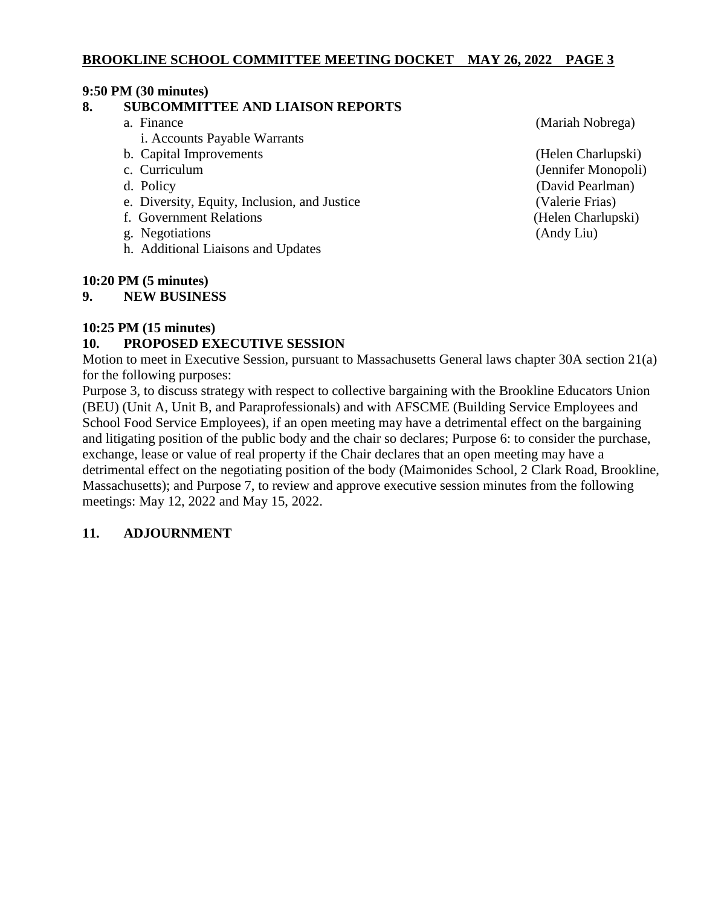**9:50 PM (30 minutes)**

## 8. SUBCOMMITTEE AND LIAISON REPORTS

a. Finance (Mariah Nobrega)
   i. Accounts Payable Warrants
b. Capital Improvements (Helen Charlupski)
c. Curriculum (Jennifer Monopoli)
d. Policy (David Pearlman)
e. Diversity, Equity, Inclusion, and Justice (Valerie Frias)
f. Government Relations (Helen Charlupski)
g. Negotiations (Andy Liu)
h. Additional Liaisons and Updates

**10:20 PM (5 minutes)**

## 9. NEW BUSINESS

**10:25 PM (15 minutes)**

## 10. PROPOSED EXECUTIVE SESSION

Motion to meet in Executive Session, pursuant to Massachusetts General laws chapter 30A section 21(a) for the following purposes:

Purpose 3, to discuss strategy with respect to collective bargaining with the Brookline Educators Union (BEU) (Unit A, Unit B, and Paraprofessionals) and with AFSCME (Building Service Employees and School Food Service Employees), if an open meeting may have a detrimental effect on the bargaining and litigating position of the public body and the chair so declares; Purpose 6: to consider the purchase, exchange, lease or value of real property if the Chair declares that an open meeting may have a detrimental effect on the negotiating position of the body (Maimonides School, 2 Clark Road, Brookline, Massachusetts); and Purpose 7, to review and approve executive session minutes from the following meetings: May 12, 2022 and May 15, 2022.

## 11. ADJOURNMENT